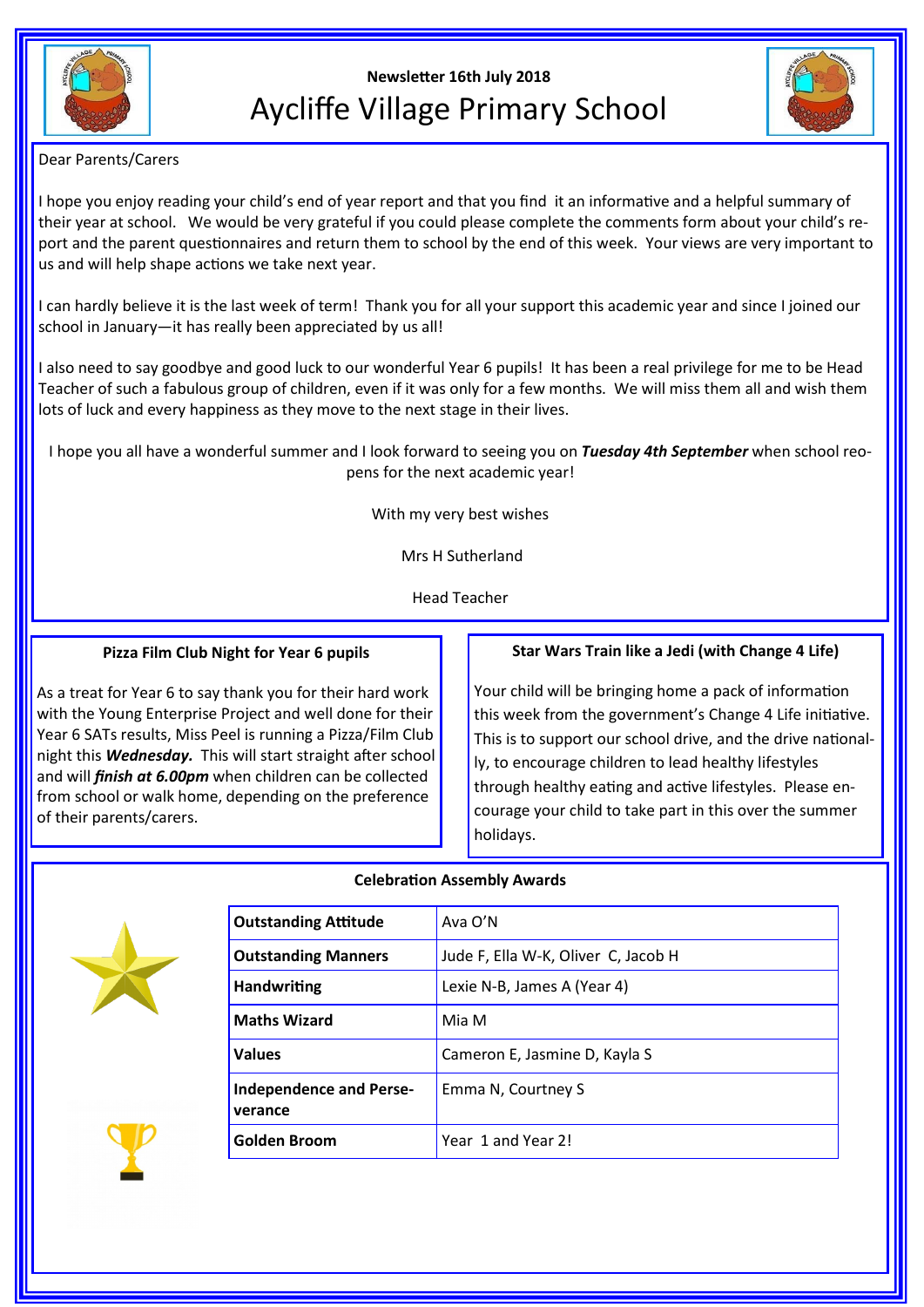Newsletter 16th July 2018

# Aycliffe Village Primary School

Dear Parents/Carers

I hope you enjoy reading your child's end of year report and that you find it an informative and a helpful summary of their year at school. We would be very grateful if you could please complete the comments form about your child's report and the parent questionnaires and return them to school by the end of this week. Your views are very important to us and will help shape actions we take next year.

I can hardly believe it is the last week of term! Thank you for all your support this academic year and since I joined our school in January—it has really been appreciated by us all!

I also need to say goodbye and good luck to our wonderful Year 6 pupils! It has been a real privilege for me to be Head Teacher of such a fabulous group of children, even if it was only for a few months. We will miss them all and wish them lots of luck and every happiness as they move to the next stage in their lives.

I hope you all have a wonderful summer and I look forward to seeing you on ***Tuesday 4th September*** when school reopens for the next academic year!

With my very best wishes

Mrs H Sutherland

Head Teacher

## Pizza Film Club Night for Year 6 pupils

As a treat for Year 6 to say thank you for their hard work with the Young Enterprise Project and well done for their Year 6 SATs results, Miss Peel is running a Pizza/Film Club night this ***Wednesday.*** This will start straight after school and will ***finish at 6.00pm*** when children can be collected from school or walk home, depending on the preference of their parents/carers.

## Star Wars Train like a Jedi (with Change 4 Life)

Your child will be bringing home a pack of information this week from the government's Change 4 Life initiative. This is to support our school drive, and the drive nationally, to encourage children to lead healthy lifestyles through healthy eating and active lifestyles. Please encourage your child to take part in this over the summer holidays.

## Celebration Assembly Awards

| | |
|---|---|
| **Outstanding Attitude** | Ava O'N |
| **Outstanding Manners** | Jude F, Ella W-K, Oliver C, Jacob H |
| **Handwriting** | Lexie N-B, James A (Year 4) |
| **Maths Wizard** | Mia M |
| **Values** | Cameron E, Jasmine D, Kayla S |
| **Independence and Perseverance** | Emma N, Courtney S |
| **Golden Broom** | Year 1 and Year 2! |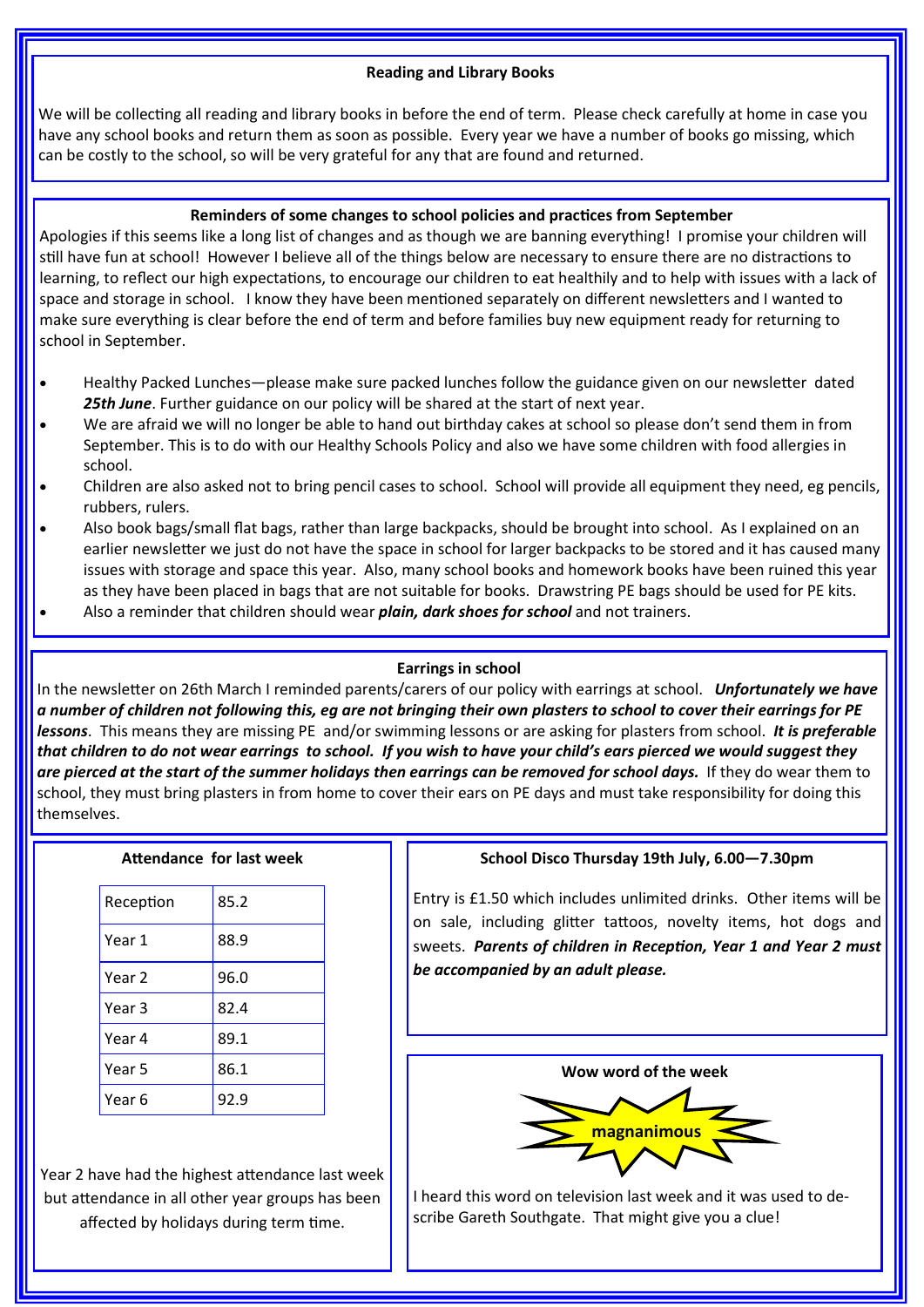### Reading and Library Books

We will be collecting all reading and library books in before the end of term. Please check carefully at home in case you have any school books and return them as soon as possible. Every year we have a number of books go missing, which can be costly to the school, so will be very grateful for any that are found and returned.

### Reminders of some changes to school policies and practices from September

Apologies if this seems like a long list of changes and as though we are banning everything! I promise your children will still have fun at school! However I believe all of the things below are necessary to ensure there are no distractions to learning, to reflect our high expectations, to encourage our children to eat healthily and to help with issues with a lack of space and storage in school. I know they have been mentioned separately on different newsletters and I wanted to make sure everything is clear before the end of term and before families buy new equipment ready for returning to school in September.

- Healthy Packed Lunches—please make sure packed lunches follow the guidance given on our newsletter dated ***25th June***. Further guidance on our policy will be shared at the start of next year.
- We are afraid we will no longer be able to hand out birthday cakes at school so please don't send them in from September. This is to do with our Healthy Schools Policy and also we have some children with food allergies in school.
- Children are also asked not to bring pencil cases to school. School will provide all equipment they need, eg pencils, rubbers, rulers.
- Also book bags/small flat bags, rather than large backpacks, should be brought into school. As I explained on an earlier newsletter we just do not have the space in school for larger backpacks to be stored and it has caused many issues with storage and space this year. Also, many school books and homework books have been ruined this year as they have been placed in bags that are not suitable for books. Drawstring PE bags should be used for PE kits.
- Also a reminder that children should wear ***plain, dark shoes for school*** and not trainers.

### Earrings in school

In the newsletter on 26th March I reminded parents/carers of our policy with earrings at school. ***Unfortunately we have a number of children not following this, eg are not bringing their own plasters to school to cover their earrings for PE lessons***. This means they are missing PE and/or swimming lessons or are asking for plasters from school. ***It is preferable that children to do not wear earrings to school. If you wish to have your child's ears pierced we would suggest they are pierced at the start of the summer holidays then earrings can be removed for school days.*** If they do wear them to school, they must bring plasters in from home to cover their ears on PE days and must take responsibility for doing this themselves.

### Attendance for last week

| Year | Attendance |
|---|---|
| Reception | 85.2 |
| Year 1 | 88.9 |
| Year 2 | 96.0 |
| Year 3 | 82.4 |
| Year 4 | 89.1 |
| Year 5 | 86.1 |
| Year 6 | 92.9 |

Year 2 have had the highest attendance last week but attendance in all other year groups has been affected by holidays during term time.

### School Disco Thursday 19th July, 6.00—7.30pm

Entry is £1.50 which includes unlimited drinks. Other items will be on sale, including glitter tattoos, novelty items, hot dogs and sweets. ***Parents of children in Reception, Year 1 and Year 2 must be accompanied by an adult please.***

### Wow word of the week

**magnanimous**

I heard this word on television last week and it was used to describe Gareth Southgate. That might give you a clue!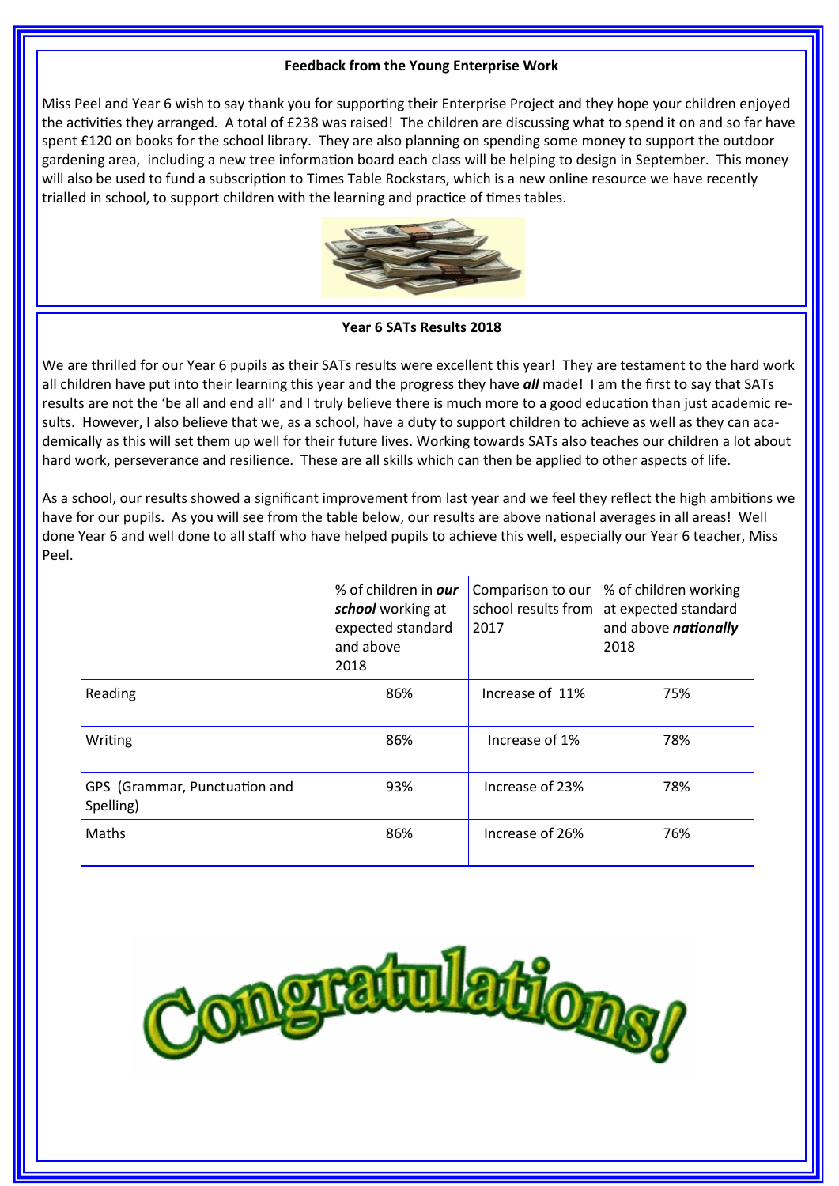**Feedback from the Young Enterprise Work**

Miss Peel and Year 6 wish to say thank you for supporting their Enterprise Project and they hope your children enjoyed the activities they arranged. A total of £238 was raised! The children are discussing what to spend it on and so far have spent £120 on books for the school library. They are also planning on spending some money to support the outdoor gardening area, including a new tree information board each class will be helping to design in September. This money will also be used to fund a subscription to Times Table Rockstars, which is a new online resource we have recently trialled in school, to support children with the learning and practice of times tables.

**Year 6 SATs Results 2018**

We are thrilled for our Year 6 pupils as their SATs results were excellent this year! They are testament to the hard work all children have put into their learning this year and the progress they have ***all*** made! I am the first to say that SATs results are not the 'be all and end all' and I truly believe there is much more to a good education than just academic results. However, I also believe that we, as a school, have a duty to support children to achieve as well as they can academically as this will set them up well for their future lives. Working towards SATs also teaches our children a lot about hard work, perseverance and resilience. These are all skills which can then be applied to other aspects of life.

As a school, our results showed a significant improvement from last year and we feel they reflect the high ambitions we have for our pupils. As you will see from the table below, our results are above national averages in all areas! Well done Year 6 and well done to all staff who have helped pupils to achieve this well, especially our Year 6 teacher, Miss Peel.

| | % of children in ***our school*** working at expected standard and above 2018 | Comparison to our school results from 2017 | % of children working at expected standard and above ***nationally*** 2018 |
|---|---|---|---|
| Reading | 86% | Increase of 11% | 75% |
| Writing | 86% | Increase of 1% | 78% |
| GPS (Grammar, Punctuation and Spelling) | 93% | Increase of 23% | 78% |
| Maths | 86% | Increase of 26% | 76% |

Congratulations!